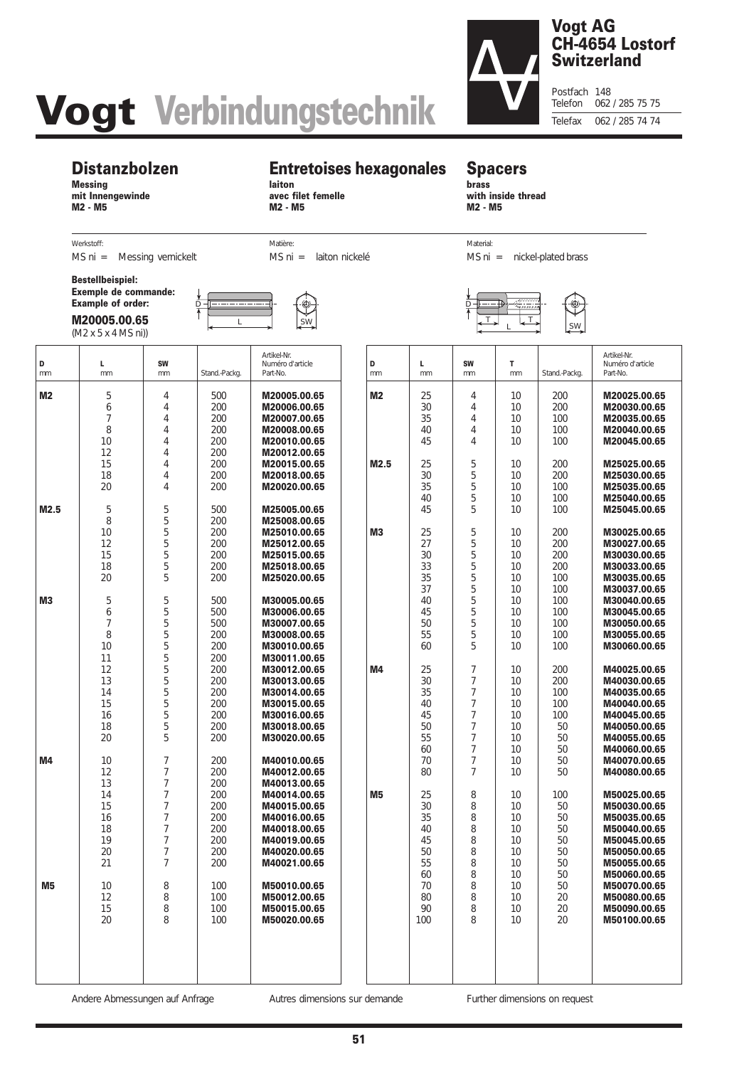# Vogt Verbindungstechnik

**Vogt AG**
**CH-4654 Lostorf**
**Switzerland**

Postfach 148
Telefon 062 / 285 75 75
Telefax 062 / 285 74 74

## Distanzbolzen

**Messing**
**mit Innengewinde**
**M2 - M5**

## Entretoises hexagonales

**laiton**
**avec filet femelle**
**M2 - M5**

## Spacers

**brass**
**with inside thread**
**M2 - M5**

Werkstoff: MS ni = Messing vernickelt

Matière: MS ni = laiton nickelé

Material: MS ni = nickel-plated brass

**Bestellbeispiel:**
**Exemple de commande:**
**Example of order:**

**M20005.00.65**
(M2 x 5 x 4 MS ni))

| D mm | L mm | SW mm | Stand.-Packg. | Artikel-Nr. Numéro d'article Part-No. |
|---|---|---|---|---|
| **M2** | 5 | 4 | 500 | **M20005.00.65** |
| | 6 | 4 | 200 | **M20006.00.65** |
| | 7 | 4 | 200 | **M20007.00.65** |
| | 8 | 4 | 200 | **M20008.00.65** |
| | 10 | 4 | 200 | **M20010.00.65** |
| | 12 | 4 | 200 | **M20012.00.65** |
| | 15 | 4 | 200 | **M20015.00.65** |
| | 18 | 4 | 200 | **M20018.00.65** |
| | 20 | 4 | 200 | **M20020.00.65** |
| **M2.5** | 5 | 5 | 500 | **M25005.00.65** |
| | 8 | 5 | 200 | **M25008.00.65** |
| | 10 | 5 | 200 | **M25010.00.65** |
| | 12 | 5 | 200 | **M25012.00.65** |
| | 15 | 5 | 200 | **M25015.00.65** |
| | 18 | 5 | 200 | **M25018.00.65** |
| | 20 | 5 | 200 | **M25020.00.65** |
| **M3** | 5 | 5 | 500 | **M30005.00.65** |
| | 6 | 5 | 500 | **M30006.00.65** |
| | 7 | 5 | 500 | **M30007.00.65** |
| | 8 | 5 | 200 | **M30008.00.65** |
| | 10 | 5 | 200 | **M30010.00.65** |
| | 11 | 5 | 200 | **M30011.00.65** |
| | 12 | 5 | 200 | **M30012.00.65** |
| | 13 | 5 | 200 | **M30013.00.65** |
| | 14 | 5 | 200 | **M30014.00.65** |
| | 15 | 5 | 200 | **M30015.00.65** |
| | 16 | 5 | 200 | **M30016.00.65** |
| | 18 | 5 | 200 | **M30018.00.65** |
| | 20 | 5 | 200 | **M30020.00.65** |
| **M4** | 10 | 7 | 200 | **M40010.00.65** |
| | 12 | 7 | 200 | **M40012.00.65** |
| | 13 | 7 | 200 | **M40013.00.65** |
| | 14 | 7 | 200 | **M40014.00.65** |
| | 15 | 7 | 200 | **M40015.00.65** |
| | 16 | 7 | 200 | **M40016.00.65** |
| | 18 | 7 | 200 | **M40018.00.65** |
| | 19 | 7 | 200 | **M40019.00.65** |
| | 20 | 7 | 200 | **M40020.00.65** |
| | 21 | 7 | 200 | **M40021.00.65** |
| **M5** | 10 | 8 | 100 | **M50010.00.65** |
| | 12 | 8 | 100 | **M50012.00.65** |
| | 15 | 8 | 100 | **M50015.00.65** |
| | 20 | 8 | 100 | **M50020.00.65** |

| D mm | L mm | SW mm | T mm | Stand.-Packg. | Artikel-Nr. Numéro d'article Part-No. |
|---|---|---|---|---|---|
| **M2** | 25 | 4 | 10 | 200 | **M20025.00.65** |
| | 30 | 4 | 10 | 200 | **M20030.00.65** |
| | 35 | 4 | 10 | 100 | **M20035.00.65** |
| | 40 | 4 | 10 | 100 | **M20040.00.65** |
| | 45 | 4 | 10 | 100 | **M20045.00.65** |
| **M2.5** | 25 | 5 | 10 | 200 | **M25025.00.65** |
| | 30 | 5 | 10 | 200 | **M25030.00.65** |
| | 35 | 5 | 10 | 100 | **M25035.00.65** |
| | 40 | 5 | 10 | 100 | **M25040.00.65** |
| | 45 | 5 | 10 | 100 | **M25045.00.65** |
| **M3** | 25 | 5 | 10 | 200 | **M30025.00.65** |
| | 27 | 5 | 10 | 200 | **M30027.00.65** |
| | 30 | 5 | 10 | 200 | **M30030.00.65** |
| | 33 | 5 | 10 | 200 | **M30033.00.65** |
| | 35 | 5 | 10 | 100 | **M30035.00.65** |
| | 37 | 5 | 10 | 100 | **M30037.00.65** |
| | 40 | 5 | 10 | 100 | **M30040.00.65** |
| | 45 | 5 | 10 | 100 | **M30045.00.65** |
| | 50 | 5 | 10 | 100 | **M30050.00.65** |
| | 55 | 5 | 10 | 100 | **M30055.00.65** |
| | 60 | 5 | 10 | 100 | **M30060.00.65** |
| **M4** | 25 | 7 | 10 | 200 | **M40025.00.65** |
| | 30 | 7 | 10 | 200 | **M40030.00.65** |
| | 35 | 7 | 10 | 100 | **M40035.00.65** |
| | 40 | 7 | 10 | 100 | **M40040.00.65** |
| | 45 | 7 | 10 | 100 | **M40045.00.65** |
| | 50 | 7 | 10 | 50 | **M40050.00.65** |
| | 55 | 7 | 10 | 50 | **M40055.00.65** |
| | 60 | 7 | 10 | 50 | **M40060.00.65** |
| | 70 | 7 | 10 | 50 | **M40070.00.65** |
| | 80 | 7 | 10 | 50 | **M40080.00.65** |
| **M5** | 25 | 8 | 10 | 100 | **M50025.00.65** |
| | 30 | 8 | 10 | 50 | **M50030.00.65** |
| | 35 | 8 | 10 | 50 | **M50035.00.65** |
| | 40 | 8 | 10 | 50 | **M50040.00.65** |
| | 45 | 8 | 10 | 50 | **M50045.00.65** |
| | 50 | 8 | 10 | 50 | **M50050.00.65** |
| | 55 | 8 | 10 | 50 | **M50055.00.65** |
| | 60 | 8 | 10 | 50 | **M50060.00.65** |
| | 70 | 8 | 10 | 50 | **M50070.00.65** |
| | 80 | 8 | 10 | 20 | **M50080.00.65** |
| | 90 | 8 | 10 | 20 | **M50090.00.65** |
| | 100 | 8 | 10 | 20 | **M50100.00.65** |

Andere Abmessungen auf Anfrage — Autres dimensions sur demande — Further dimensions on request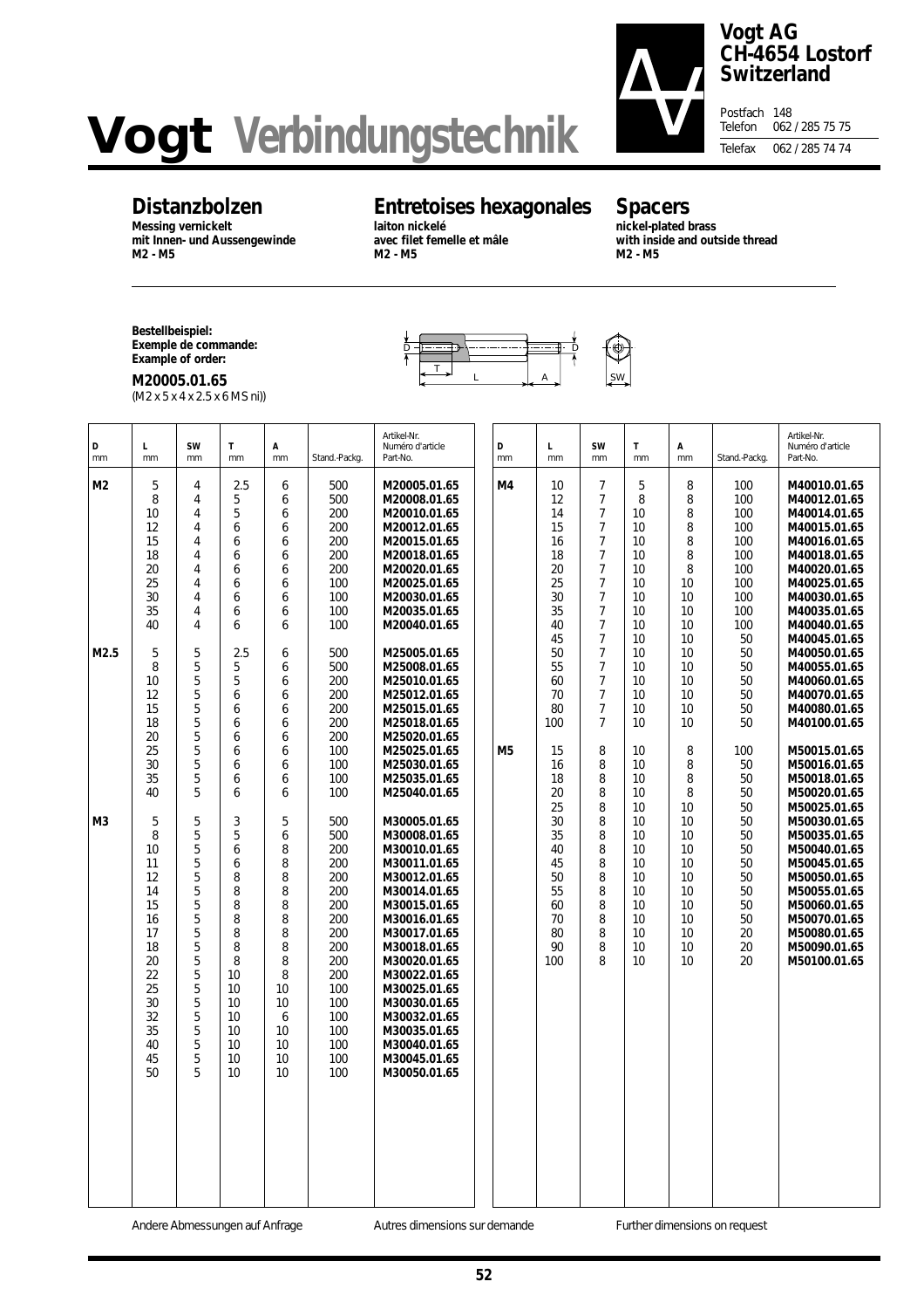# Vogt Verbindungstechnik

**Vogt AG**
**CH-4654 Lostorf**
**Switzerland**

Postfach 148
Telefon 062 / 285 75 75
Telefax 062 / 285 74 74

## Distanzbolzen

**Messing vernickelt**
**mit Innen- und Aussengewinde**
**M2 - M5**

## Entretoises hexagonales

**laiton nickelé**
**avec filet femelle et mâle**
**M2 - M5**

## Spacers

**nickel-plated brass**
**with inside and outside thread**
**M2 - M5**

**Bestellbeispiel:**
**Exemple de commande:**
**Example of order:**

**M20005.01.65**
(M2 x 5 x 4 x 2.5 x 6 MS ni))

| D mm | L mm | SW mm | T mm | A mm | Stand.-Packg. | Artikel-Nr. Numéro d'article Part-No. |
|---|---|---|---|---|---|---|
| M2 | 5 | 4 | 2.5 | 6 | 500 | M20005.01.65 |
| | 8 | 4 | 5 | 6 | 500 | M20008.01.65 |
| | 10 | 4 | 5 | 6 | 200 | M20010.01.65 |
| | 12 | 4 | 6 | 6 | 200 | M20012.01.65 |
| | 15 | 4 | 6 | 6 | 200 | M20015.01.65 |
| | 18 | 4 | 6 | 6 | 200 | M20018.01.65 |
| | 20 | 4 | 6 | 6 | 200 | M20020.01.65 |
| | 25 | 4 | 6 | 6 | 100 | M20025.01.65 |
| | 30 | 4 | 6 | 6 | 100 | M20030.01.65 |
| | 35 | 4 | 6 | 6 | 100 | M20035.01.65 |
| | 40 | 4 | 6 | 6 | 100 | M20040.01.65 |
| M2.5 | 5 | 5 | 2.5 | 6 | 500 | M25005.01.65 |
| | 8 | 5 | 5 | 6 | 500 | M25008.01.65 |
| | 10 | 5 | 5 | 6 | 200 | M25010.01.65 |
| | 12 | 5 | 6 | 6 | 200 | M25012.01.65 |
| | 15 | 5 | 6 | 6 | 200 | M25015.01.65 |
| | 18 | 5 | 6 | 6 | 200 | M25018.01.65 |
| | 20 | 5 | 6 | 6 | 200 | M25020.01.65 |
| | 25 | 5 | 6 | 6 | 100 | M25025.01.65 |
| | 30 | 5 | 6 | 6 | 100 | M25030.01.65 |
| | 35 | 5 | 6 | 6 | 100 | M25035.01.65 |
| | 40 | 5 | 6 | 6 | 100 | M25040.01.65 |
| M3 | 5 | 5 | 3 | 5 | 500 | M30005.01.65 |
| | 8 | 5 | 5 | 6 | 500 | M30008.01.65 |
| | 10 | 5 | 6 | 8 | 200 | M30010.01.65 |
| | 11 | 5 | 6 | 8 | 200 | M30011.01.65 |
| | 12 | 5 | 8 | 8 | 200 | M30012.01.65 |
| | 14 | 5 | 8 | 8 | 200 | M30014.01.65 |
| | 15 | 5 | 8 | 8 | 200 | M30015.01.65 |
| | 16 | 5 | 8 | 8 | 200 | M30016.01.65 |
| | 17 | 5 | 8 | 8 | 200 | M30017.01.65 |
| | 18 | 5 | 8 | 8 | 200 | M30018.01.65 |
| | 20 | 5 | 8 | 8 | 200 | M30020.01.65 |
| | 22 | 5 | 10 | 8 | 200 | M30022.01.65 |
| | 25 | 5 | 10 | 10 | 100 | M30025.01.65 |
| | 30 | 5 | 10 | 10 | 100 | M30030.01.65 |
| | 32 | 5 | 10 | 6 | 100 | M30032.01.65 |
| | 35 | 5 | 10 | 10 | 100 | M30035.01.65 |
| | 40 | 5 | 10 | 10 | 100 | M30040.01.65 |
| | 45 | 5 | 10 | 10 | 100 | M30045.01.65 |
| | 50 | 5 | 10 | 10 | 100 | M30050.01.65 |

| D mm | L mm | SW mm | T mm | A mm | Stand.-Packg. | Artikel-Nr. Numéro d'article Part-No. |
|---|---|---|---|---|---|---|
| M4 | 10 | 7 | 5 | 8 | 100 | M40010.01.65 |
| | 12 | 7 | 8 | 8 | 100 | M40012.01.65 |
| | 14 | 7 | 10 | 8 | 100 | M40014.01.65 |
| | 15 | 7 | 10 | 8 | 100 | M40015.01.65 |
| | 16 | 7 | 10 | 8 | 100 | M40016.01.65 |
| | 18 | 7 | 10 | 8 | 100 | M40018.01.65 |
| | 20 | 7 | 10 | 8 | 100 | M40020.01.65 |
| | 25 | 7 | 10 | 10 | 100 | M40025.01.65 |
| | 30 | 7 | 10 | 10 | 100 | M40030.01.65 |
| | 35 | 7 | 10 | 10 | 100 | M40035.01.65 |
| | 40 | 7 | 10 | 10 | 100 | M40040.01.65 |
| | 45 | 7 | 10 | 10 | 50 | M40045.01.65 |
| | 50 | 7 | 10 | 10 | 50 | M40050.01.65 |
| | 55 | 7 | 10 | 10 | 50 | M40055.01.65 |
| | 60 | 7 | 10 | 10 | 50 | M40060.01.65 |
| | 70 | 7 | 10 | 10 | 50 | M40070.01.65 |
| | 80 | 7 | 10 | 10 | 50 | M40080.01.65 |
| | 100 | 7 | 10 | 10 | 50 | M40100.01.65 |
| M5 | 15 | 8 | 10 | 8 | 100 | M50015.01.65 |
| | 16 | 8 | 10 | 8 | 50 | M50016.01.65 |
| | 18 | 8 | 10 | 8 | 50 | M50018.01.65 |
| | 20 | 8 | 10 | 8 | 50 | M50020.01.65 |
| | 25 | 8 | 10 | 10 | 50 | M50025.01.65 |
| | 30 | 8 | 10 | 10 | 50 | M50030.01.65 |
| | 35 | 8 | 10 | 10 | 50 | M50035.01.65 |
| | 40 | 8 | 10 | 10 | 50 | M50040.01.65 |
| | 45 | 8 | 10 | 10 | 50 | M50045.01.65 |
| | 50 | 8 | 10 | 10 | 50 | M50050.01.65 |
| | 55 | 8 | 10 | 10 | 50 | M50055.01.65 |
| | 60 | 8 | 10 | 10 | 50 | M50060.01.65 |
| | 70 | 8 | 10 | 10 | 50 | M50070.01.65 |
| | 80 | 8 | 10 | 10 | 20 | M50080.01.65 |
| | 90 | 8 | 10 | 10 | 20 | M50090.01.65 |
| | 100 | 8 | 10 | 10 | 20 | M50100.01.65 |

Andere Abmessungen auf Anfrage — Autres dimensions sur demande — Further dimensions on request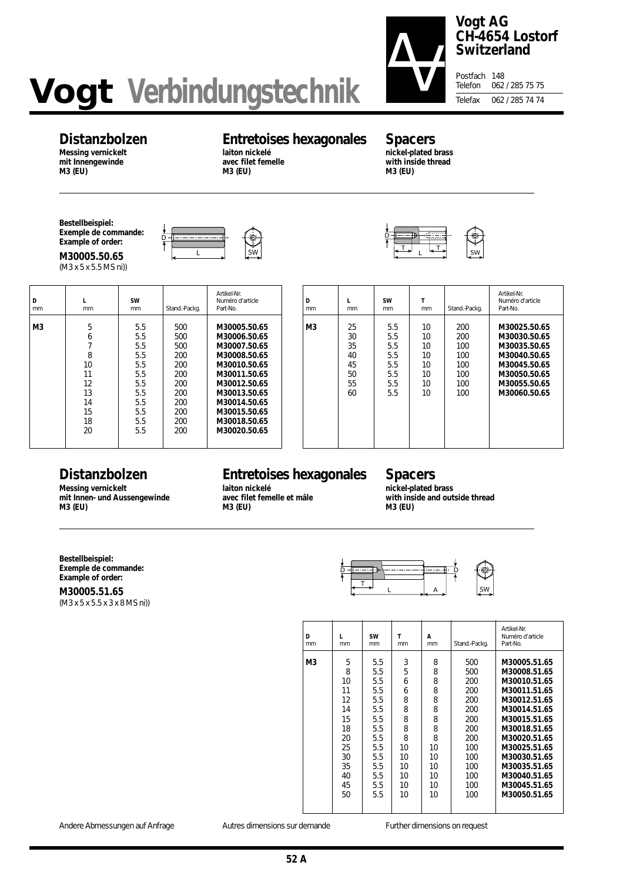# Vogt Verbindungstechnik

**Vogt AG**
**CH-4654 Lostorf**
**Switzerland**

Postfach 148
Telefon 062 / 285 75 75
Telefax 062 / 285 74 74

## Distanzbolzen

**Messing vernickelt**
**mit Innengewinde**
**M3 (EU)**

## Entretoises hexagonales

**laiton nickelé**
**avec filet femelle**
**M3 (EU)**

## Spacers

**nickel-plated brass**
**with inside thread**
**M3 (EU)**

**Bestellbeispiel:**
**Exemple de commande:**
**Example of order:**

**M30005.50.65**
(M3 x 5 x 5.5 MS ni))

D L SW

| D mm | L mm | SW mm | Stand.-Packg. | Artikel-Nr. Numéro d'article Part-No. |
|---|---|---|---|---|
| M3 | 5 | 5.5 | 500 | **M30005.50.65** |
| | 6 | 5.5 | 500 | **M30006.50.65** |
| | 7 | 5.5 | 500 | **M30007.50.65** |
| | 8 | 5.5 | 200 | **M30008.50.65** |
| | 10 | 5.5 | 200 | **M30010.50.65** |
| | 11 | 5.5 | 200 | **M30011.50.65** |
| | 12 | 5.5 | 200 | **M30012.50.65** |
| | 13 | 5.5 | 200 | **M30013.50.65** |
| | 14 | 5.5 | 200 | **M30014.50.65** |
| | 15 | 5.5 | 200 | **M30015.50.65** |
| | 18 | 5.5 | 200 | **M30018.50.65** |
| | 20 | 5.5 | 200 | **M30020.50.65** |

D T L T SW

| D mm | L mm | SW mm | T mm | Stand.-Packg. | Artikel-Nr. Numéro d'article Part-No. |
|---|---|---|---|---|---|
| M3 | 25 | 5.5 | 10 | 200 | **M30025.50.65** |
| | 30 | 5.5 | 10 | 200 | **M30030.50.65** |
| | 35 | 5.5 | 10 | 100 | **M30035.50.65** |
| | 40 | 5.5 | 10 | 100 | **M30040.50.65** |
| | 45 | 5.5 | 10 | 100 | **M30045.50.65** |
| | 50 | 5.5 | 10 | 100 | **M30050.50.65** |
| | 55 | 5.5 | 10 | 100 | **M30055.50.65** |
| | 60 | 5.5 | 10 | 100 | **M30060.50.65** |

## Distanzbolzen

**Messing vernickelt**
**mit Innen- und Aussengewinde**
**M3 (EU)**

## Entretoises hexagonales

**laiton nickelé**
**avec filet femelle et mâle**
**M3 (EU)**

## Spacers

**nickel-plated brass**
**with inside and outside thread**
**M3 (EU)**

**Bestellbeispiel:**
**Exemple de commande:**
**Example of order:**

**M30005.51.65**
(M3 x 5 x 5.5 x 3 x 8 MS ni))

D T L A D SW

| D mm | L mm | SW mm | T mm | A mm | Stand.-Packg. | Artikel-Nr. Numéro d'article Part-No. |
|---|---|---|---|---|---|---|
| M3 | 5 | 5.5 | 3 | 8 | 500 | **M30005.51.65** |
| | 8 | 5.5 | 5 | 8 | 500 | **M30008.51.65** |
| | 10 | 5.5 | 6 | 8 | 200 | **M30010.51.65** |
| | 11 | 5.5 | 6 | 8 | 200 | **M30011.51.65** |
| | 12 | 5.5 | 8 | 8 | 200 | **M30012.51.65** |
| | 14 | 5.5 | 8 | 8 | 200 | **M30014.51.65** |
| | 15 | 5.5 | 8 | 8 | 200 | **M30015.51.65** |
| | 18 | 5.5 | 8 | 8 | 200 | **M30018.51.65** |
| | 20 | 5.5 | 8 | 8 | 200 | **M30020.51.65** |
| | 25 | 5.5 | 10 | 10 | 100 | **M30025.51.65** |
| | 30 | 5.5 | 10 | 10 | 100 | **M30030.51.65** |
| | 35 | 5.5 | 10 | 10 | 100 | **M30035.51.65** |
| | 40 | 5.5 | 10 | 10 | 100 | **M30040.51.65** |
| | 45 | 5.5 | 10 | 10 | 100 | **M30045.51.65** |
| | 50 | 5.5 | 10 | 10 | 100 | **M30050.51.65** |

Andere Abmessungen auf Anfrage — Autres dimensions sur demande — Further dimensions on request